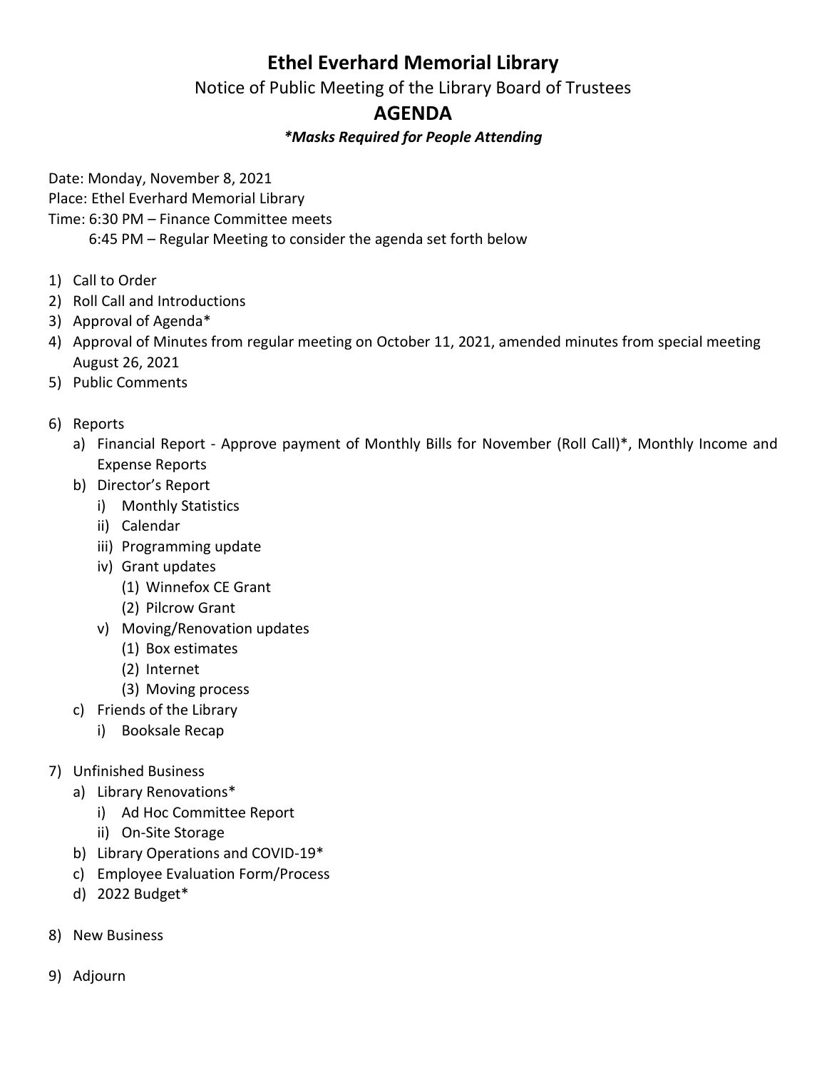# Ethel Everhard Memorial Library

Notice of Public Meeting of the Library Board of Trustees

## AGENDA

***Masks Required for People Attending***

Date: Monday, November 8, 2021
Place: Ethel Everhard Memorial Library
Time: 6:30 PM – Finance Committee meets
6:45 PM – Regular Meeting to consider the agenda set forth below

1) Call to Order
2) Roll Call and Introductions
3) Approval of Agenda*
4) Approval of Minutes from regular meeting on October 11, 2021, amended minutes from special meeting August 26, 2021
5) Public Comments
6) Reports
   a) Financial Report - Approve payment of Monthly Bills for November (Roll Call)*, Monthly Income and Expense Reports
   b) Director's Report
      i) Monthly Statistics
      ii) Calendar
      iii) Programming update
      iv) Grant updates
         (1) Winnefox CE Grant
         (2) Pilcrow Grant
      v) Moving/Renovation updates
         (1) Box estimates
         (2) Internet
         (3) Moving process
   c) Friends of the Library
      i) Booksale Recap
7) Unfinished Business
   a) Library Renovations*
      i) Ad Hoc Committee Report
      ii) On-Site Storage
   b) Library Operations and COVID-19*
   c) Employee Evaluation Form/Process
   d) 2022 Budget*
8) New Business
9) Adjourn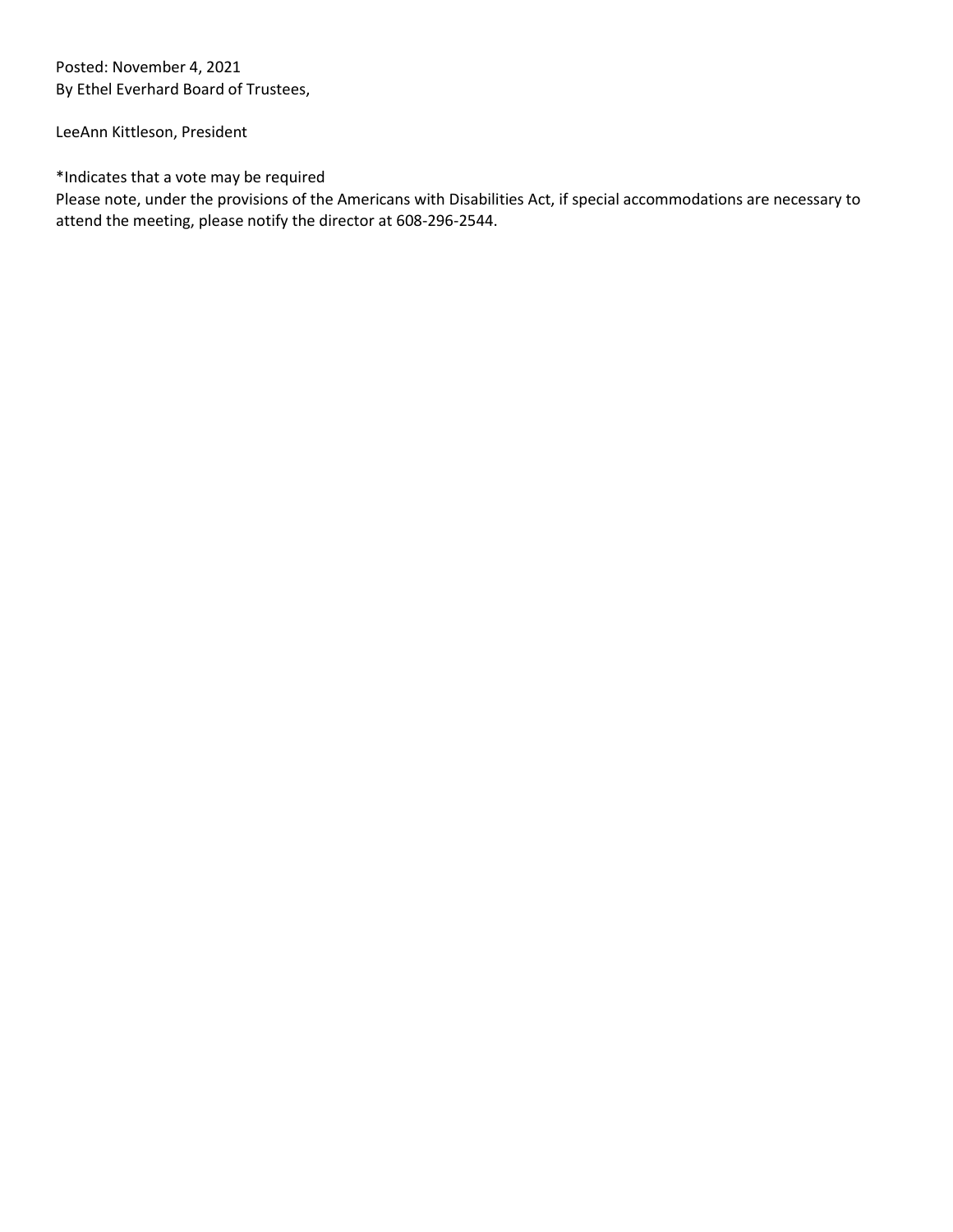Posted: November 4, 2021
By Ethel Everhard Board of Trustees,

LeeAnn Kittleson, President

*Indicates that a vote may be required
Please note, under the provisions of the Americans with Disabilities Act, if special accommodations are necessary to attend the meeting, please notify the director at 608-296-2544.